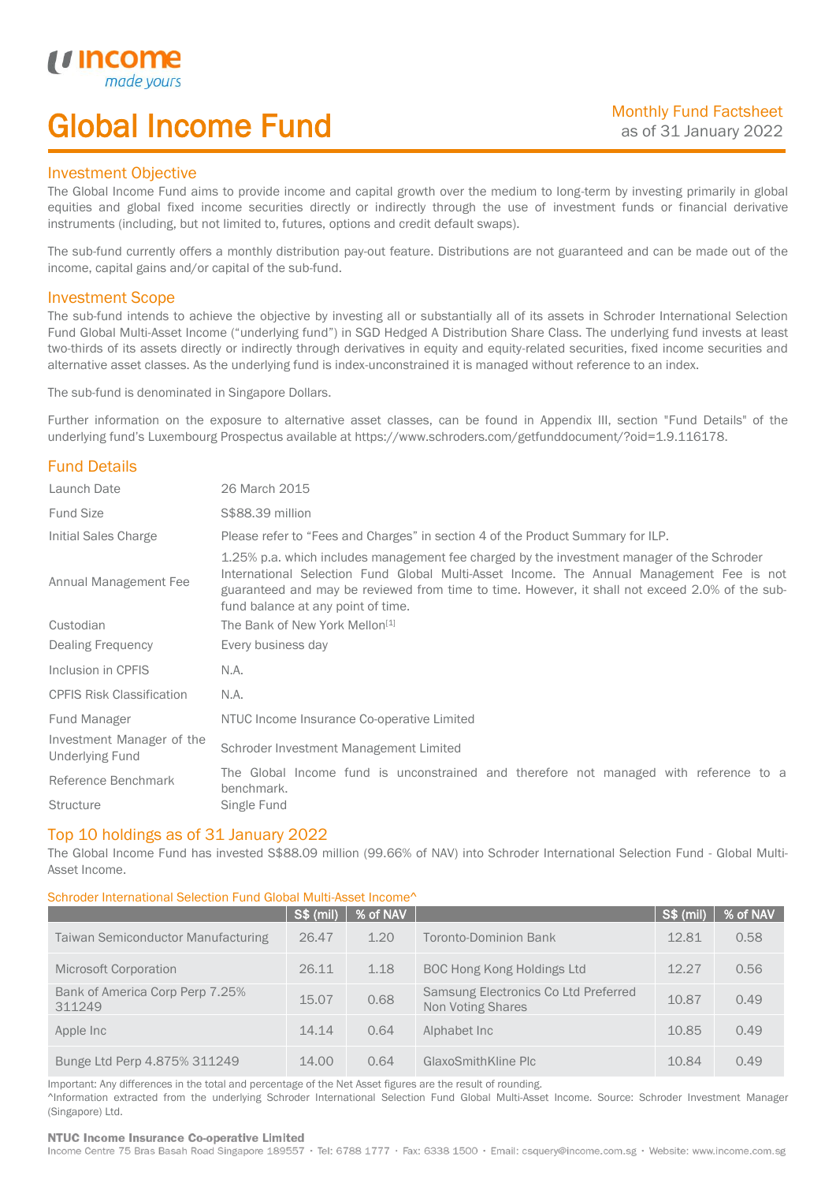# Global Income Fund

Monthly Fund Factsheet
as of 31 January 2022

## Investment Objective

The Global Income Fund aims to provide income and capital growth over the medium to long-term by investing primarily in global equities and global fixed income securities directly or indirectly through the use of investment funds or financial derivative instruments (including, but not limited to, futures, options and credit default swaps).

The sub-fund currently offers a monthly distribution pay-out feature. Distributions are not guaranteed and can be made out of the income, capital gains and/or capital of the sub-fund.

## Investment Scope

The sub-fund intends to achieve the objective by investing all or substantially all of its assets in Schroder International Selection Fund Global Multi-Asset Income ("underlying fund") in SGD Hedged A Distribution Share Class. The underlying fund invests at least two-thirds of its assets directly or indirectly through derivatives in equity and equity-related securities, fixed income securities and alternative asset classes. As the underlying fund is index-unconstrained it is managed without reference to an index.

The sub-fund is denominated in Singapore Dollars.

Further information on the exposure to alternative asset classes, can be found in Appendix III, section "Fund Details" of the underlying fund's Luxembourg Prospectus available at https://www.schroders.com/getfunddocument/?oid=1.9.116178.

## Fund Details

| | |
|---|---|
| Launch Date | 26 March 2015 |
| Fund Size | S$88.39 million |
| Initial Sales Charge | Please refer to "Fees and Charges" in section 4 of the Product Summary for ILP. |
| Annual Management Fee | 1.25% p.a. which includes management fee charged by the investment manager of the Schroder International Selection Fund Global Multi-Asset Income. The Annual Management Fee is not guaranteed and may be reviewed from time to time. However, it shall not exceed 2.0% of the sub-fund balance at any point of time. |
| Custodian | The Bank of New York Mellon[1] |
| Dealing Frequency | Every business day |
| Inclusion in CPFIS | N.A. |
| CPFIS Risk Classification | N.A. |
| Fund Manager | NTUC Income Insurance Co-operative Limited |
| Investment Manager of the Underlying Fund | Schroder Investment Management Limited |
| Reference Benchmark | The Global Income fund is unconstrained and therefore not managed with reference to a benchmark. |
| Structure | Single Fund |

## Top 10 holdings as of 31 January 2022

The Global Income Fund has invested S$88.09 million (99.66% of NAV) into Schroder International Selection Fund - Global Multi-Asset Income.

Schroder International Selection Fund Global Multi-Asset Income^

| | S$ (mil) | % of NAV | | S$ (mil) | % of NAV |
|---|---|---|---|---|---|
| Taiwan Semiconductor Manufacturing | 26.47 | 1.20 | Toronto-Dominion Bank | 12.81 | 0.58 |
| Microsoft Corporation | 26.11 | 1.18 | BOC Hong Kong Holdings Ltd | 12.27 | 0.56 |
| Bank of America Corp Perp 7.25% 311249 | 15.07 | 0.68 | Samsung Electronics Co Ltd Preferred Non Voting Shares | 10.87 | 0.49 |
| Apple Inc | 14.14 | 0.64 | Alphabet Inc | 10.85 | 0.49 |
| Bunge Ltd Perp 4.875% 311249 | 14.00 | 0.64 | GlaxoSmithKline Plc | 10.84 | 0.49 |

Important: Any differences in the total and percentage of the Net Asset figures are the result of rounding.
^Information extracted from the underlying Schroder International Selection Fund Global Multi-Asset Income. Source: Schroder Investment Manager (Singapore) Ltd.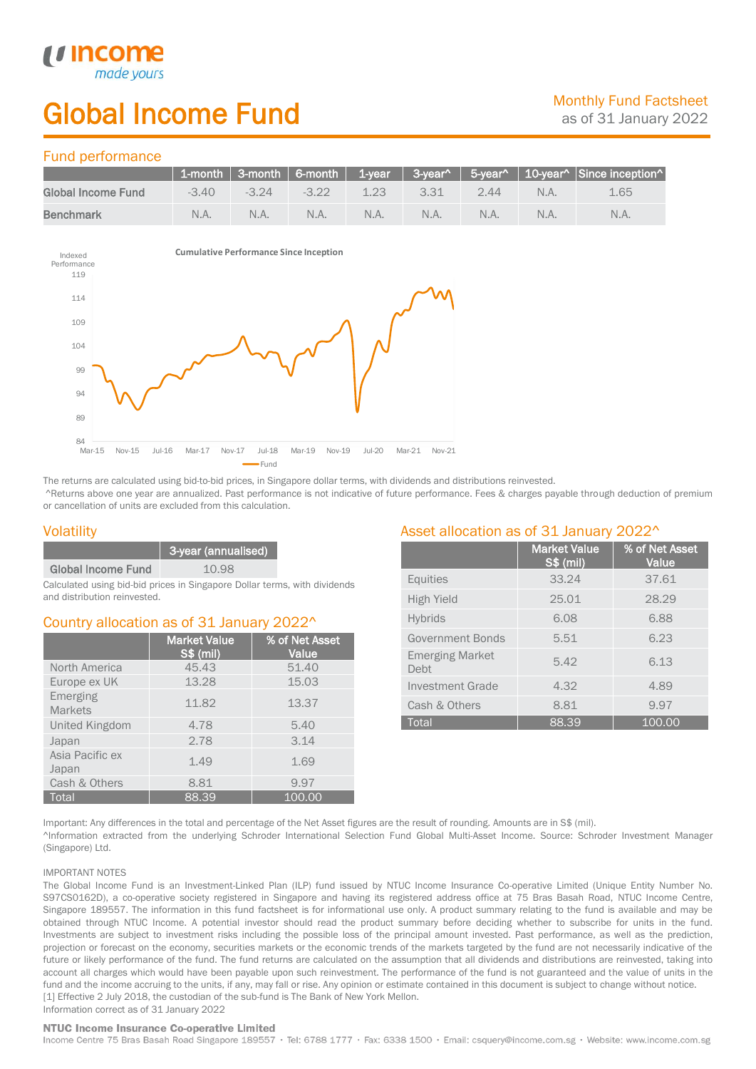income
made yours

# Global Income Fund

Monthly Fund Factsheet
as of 31 January 2022

## Fund performance

| | 1-month | 3-month | 6-month | 1-year | 3-year^ | 5-year^ | 10-year^ | Since inception^ |
|---|---|---|---|---|---|---|---|---|
| Global Income Fund | -3.40 | -3.24 | -3.22 | 1.23 | 3.31 | 2.44 | N.A. | 1.65 |
| Benchmark | N.A. | N.A. | N.A. | N.A. | N.A. | N.A. | N.A. | N.A. |

Cumulative Performance Since Inception

Indexed Performance

119
114
109
104
99
94
89
84

Mar-15 Nov-15 Jul-16 Mar-17 Nov-17 Jul-18 Mar-19 Nov-19 Jul-20 Mar-21 Nov-21

Fund

The returns are calculated using bid-to-bid prices, in Singapore dollar terms, with dividends and distributions reinvested.
^Returns above one year are annualized. Past performance is not indicative of future performance. Fees & charges payable through deduction of premium or cancellation of units are excluded from this calculation.

## Volatility

| | 3-year (annualised) |
|---|---|
| Global Income Fund | 10.98 |

Calculated using bid-bid prices in Singapore Dollar terms, with dividends and distribution reinvested.

## Country allocation as of 31 January 2022^

| | Market Value S$ (mil) | % of Net Asset Value |
|---|---|---|
| North America | 45.43 | 51.40 |
| Europe ex UK | 13.28 | 15.03 |
| Emerging Markets | 11.82 | 13.37 |
| United Kingdom | 4.78 | 5.40 |
| Japan | 2.78 | 3.14 |
| Asia Pacific ex Japan | 1.49 | 1.69 |
| Cash & Others | 8.81 | 9.97 |
| Total | 88.39 | 100.00 |

## Asset allocation as of 31 January 2022^

| | Market Value S$ (mil) | % of Net Asset Value |
|---|---|---|
| Equities | 33.24 | 37.61 |
| High Yield | 25.01 | 28.29 |
| Hybrids | 6.08 | 6.88 |
| Government Bonds | 5.51 | 6.23 |
| Emerging Market Debt | 5.42 | 6.13 |
| Investment Grade | 4.32 | 4.89 |
| Cash & Others | 8.81 | 9.97 |
| Total | 88.39 | 100.00 |

Important: Any differences in the total and percentage of the Net Asset figures are the result of rounding. Amounts are in S$ (mil).
^Information extracted from the underlying Schroder International Selection Fund Global Multi-Asset Income. Source: Schroder Investment Manager (Singapore) Ltd.

IMPORTANT NOTES
The Global Income Fund is an Investment-Linked Plan (ILP) fund issued by NTUC Income Insurance Co-operative Limited (Unique Entity Number No. S97CS0162D), a co-operative society registered in Singapore and having its registered address office at 75 Bras Basah Road, NTUC Income Centre, Singapore 189557. The information in this fund factsheet is for informational use only. A product summary relating to the fund is available and may be obtained through NTUC Income. A potential investor should read the product summary before deciding whether to subscribe for units in the fund. Investments are subject to investment risks including the possible loss of the principal amount invested. Past performance, as well as the prediction, projection or forecast on the economy, securities markets or the economic trends of the markets targeted by the fund are not necessarily indicative of the future or likely performance of the fund. The fund returns are calculated on the assumption that all dividends and distributions are reinvested, taking into account all charges which would have been payable upon such reinvestment. The performance of the fund is not guaranteed and the value of units in the fund and the income accruing to the units, if any, may fall or rise. Any opinion or estimate contained in this document is subject to change without notice.
[1] Effective 2 July 2018, the custodian of the sub-fund is The Bank of New York Mellon.
Information correct as of 31 January 2022

**NTUC Income Insurance Co-operative Limited**
Income Centre 75 Bras Basah Road Singapore 189557 · Tel: 6788 1777 · Fax: 6338 1500 · Email: csquery@income.com.sg · Website: www.income.com.sg